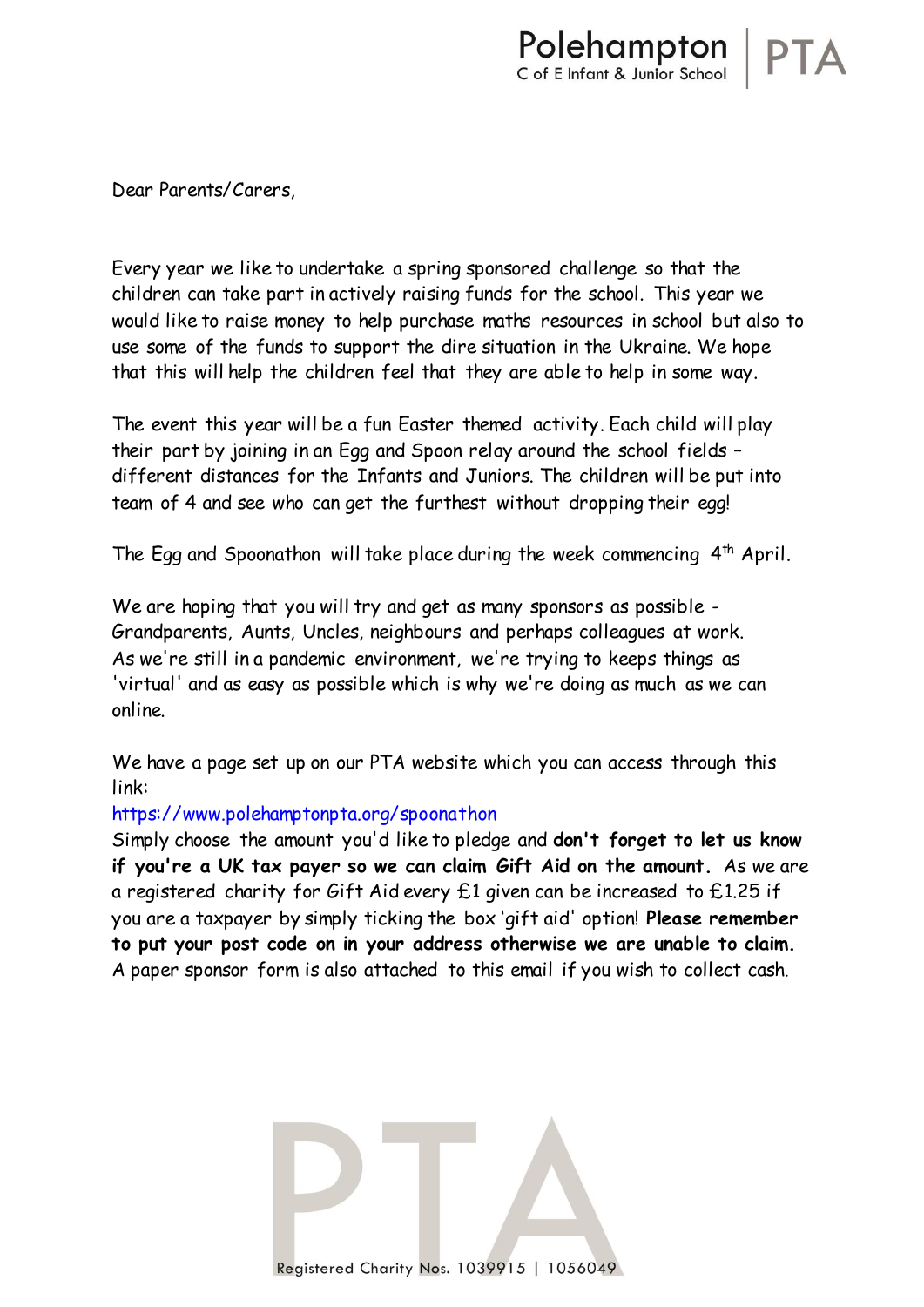Dear Parents/Carers,

Every year we like to undertake a spring sponsored challenge so that the children can take part in actively raising funds for the school. This year we would like to raise money to help purchase maths resources in school but also to use some of the funds to support the dire situation in the Ukraine. We hope that this will help the children feel that they are able to help in some way.

The event this year will be a fun Easter themed activity. Each child will play their part by joining in an Egg and Spoon relay around the school fields – different distances for the Infants and Juniors. The children will be put into team of 4 and see who can get the furthest without dropping their egg!

The Egg and Spoonathon will take place during the week commencing 4th April.

We are hoping that you will try and get as many sponsors as possible - Grandparents, Aunts, Uncles, neighbours and perhaps colleagues at work. As we're still in a pandemic environment, we're trying to keeps things as 'virtual' and as easy as possible which is why we're doing as much as we can online.

We have a page set up on our PTA website which you can access through this link:
https://www.polehamptonpta.org/spoonathon
Simply choose the amount you'd like to pledge and **don't forget to let us know if you're a UK tax payer so we can claim Gift Aid on the amount.** As we are a registered charity for Gift Aid every £1 given can be increased to £1.25 if you are a taxpayer by simply ticking the box 'gift aid' option! **Please remember to put your post code on in your address otherwise we are unable to claim.** A paper sponsor form is also attached to this email if you wish to collect cash.

Registered Charity Nos. 1039915 | 1056049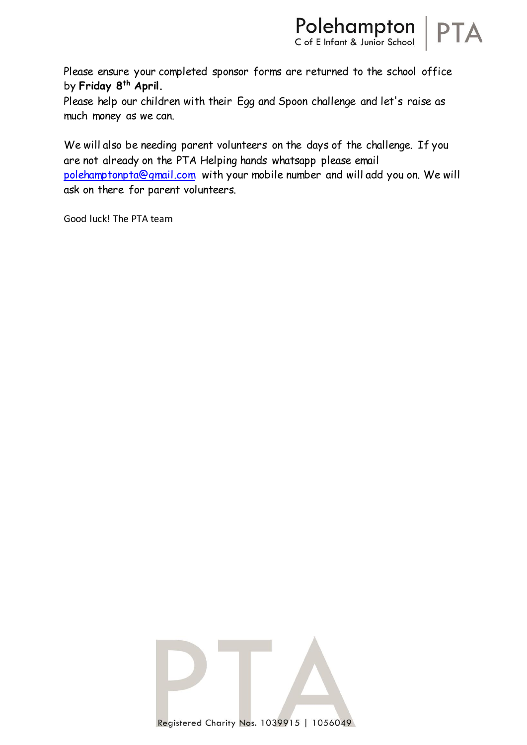Please ensure your completed sponsor forms are returned to the school office by **Friday 8th April.**

Please help our children with their Egg and Spoon challenge and let's raise as much money as we can.

We will also be needing parent volunteers on the days of the challenge. If you are not already on the PTA Helping hands whatsapp please email polehamptonpta@gmail.com with your mobile number and will add you on. We will ask on there for parent volunteers.

Good luck! The PTA team

Registered Charity Nos. 1039915 | 1056049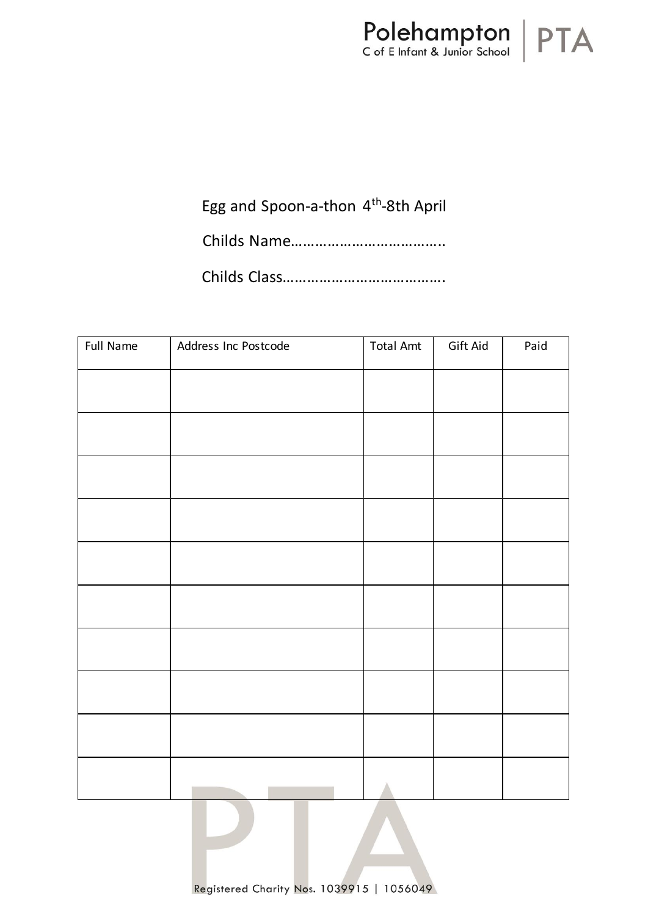Polehampton C of E Infant & Junior School | PTA

Egg and Spoon-a-thon 4th-8th April

Childs Name……………………………….

Childs Class………………………………….

| Full Name | Address Inc Postcode | Total Amt | Gift Aid | Paid |
| --- | --- | --- | --- | --- |
| | | | | |
| | | | | |
| | | | | |
| | | | | |
| | | | | |
| | | | | |
| | | | | |
| | | | | |
| | | | | |
| | | | | |

Registered Charity Nos. 1039915 | 1056049